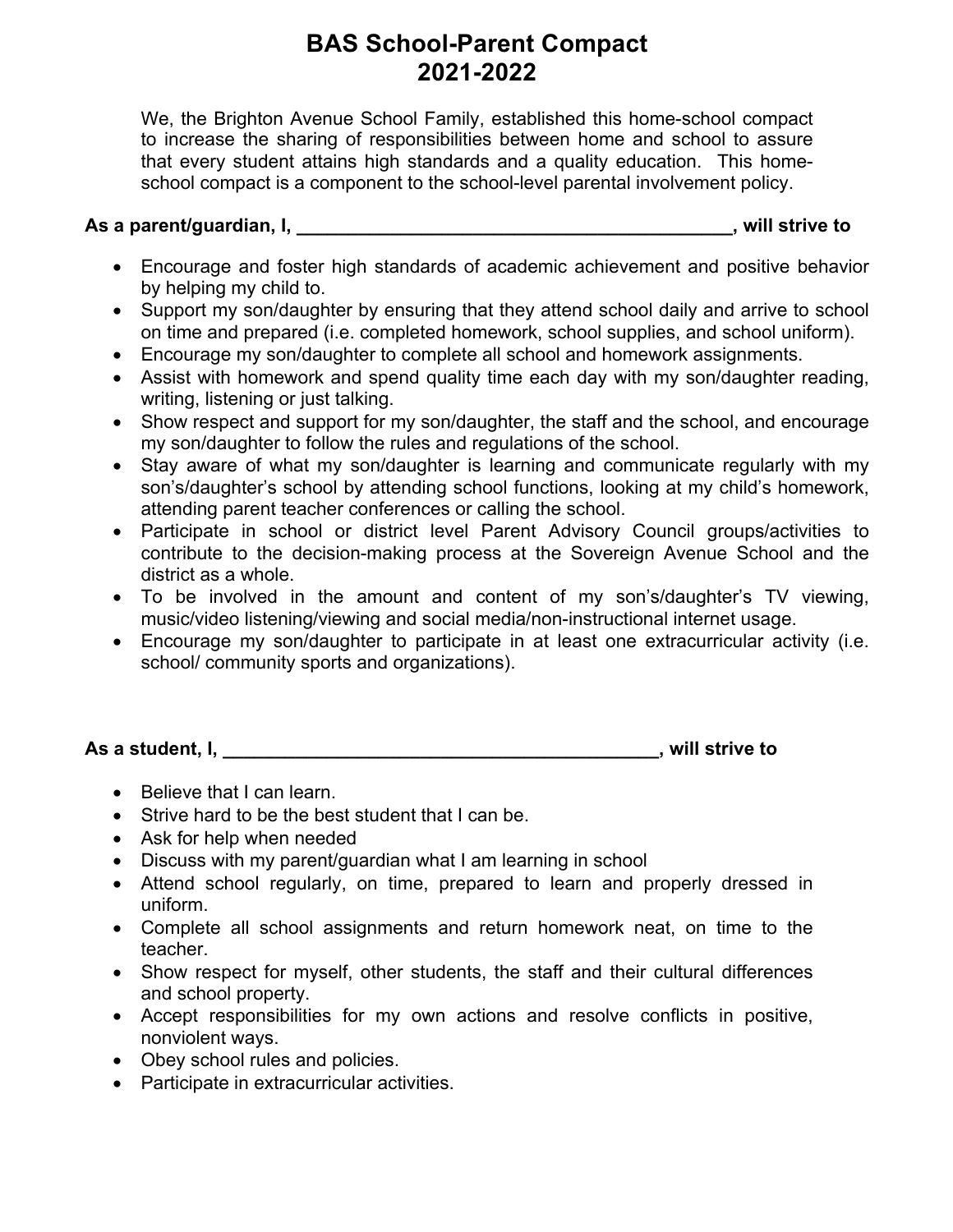# BAS School-Parent Compact
# 2021-2022

We, the Brighton Avenue School Family, established this home-school compact to increase the sharing of responsibilities between home and school to assure that every student attains high standards and a quality education. This home-school compact is a component to the school-level parental involvement policy.

**As a parent/guardian, I, ___________________________________________, will strive to**

- Encourage and foster high standards of academic achievement and positive behavior by helping my child to.
- Support my son/daughter by ensuring that they attend school daily and arrive to school on time and prepared (i.e. completed homework, school supplies, and school uniform).
- Encourage my son/daughter to complete all school and homework assignments.
- Assist with homework and spend quality time each day with my son/daughter reading, writing, listening or just talking.
- Show respect and support for my son/daughter, the staff and the school, and encourage my son/daughter to follow the rules and regulations of the school.
- Stay aware of what my son/daughter is learning and communicate regularly with my son's/daughter's school by attending school functions, looking at my child's homework, attending parent teacher conferences or calling the school.
- Participate in school or district level Parent Advisory Council groups/activities to contribute to the decision-making process at the Sovereign Avenue School and the district as a whole.
- To be involved in the amount and content of my son's/daughter's TV viewing, music/video listening/viewing and social media/non-instructional internet usage.
- Encourage my son/daughter to participate in at least one extracurricular activity (i.e. school/ community sports and organizations).

**As a student, I, ___________________________________________, will strive to**

- Believe that I can learn.
- Strive hard to be the best student that I can be.
- Ask for help when needed
- Discuss with my parent/guardian what I am learning in school
- Attend school regularly, on time, prepared to learn and properly dressed in uniform.
- Complete all school assignments and return homework neat, on time to the teacher.
- Show respect for myself, other students, the staff and their cultural differences and school property.
- Accept responsibilities for my own actions and resolve conflicts in positive, nonviolent ways.
- Obey school rules and policies.
- Participate in extracurricular activities.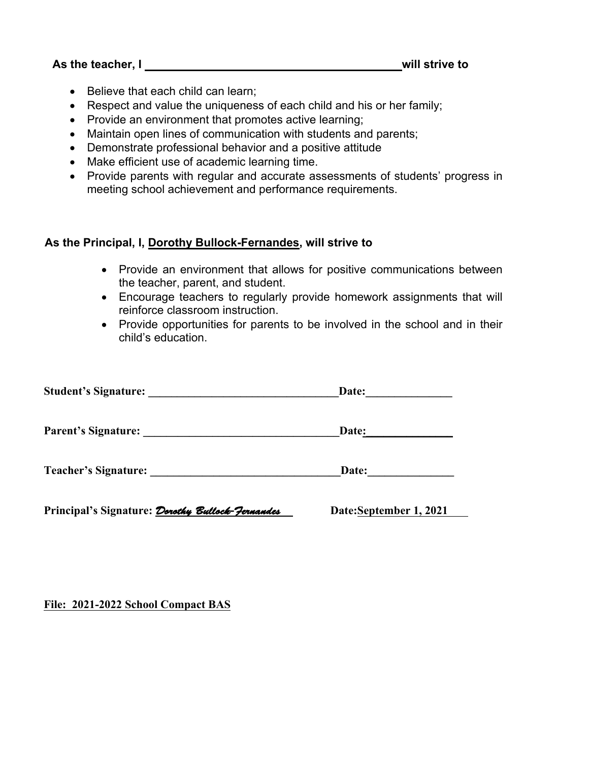**As the teacher, I \_\_\_\_\_\_\_\_\_\_\_\_\_\_\_\_\_\_\_\_\_\_\_\_\_\_\_\_\_\_\_\_\_\_\_\_\_\_\_\_ will strive to**

- Believe that each child can learn;
- Respect and value the uniqueness of each child and his or her family;
- Provide an environment that promotes active learning;
- Maintain open lines of communication with students and parents;
- Demonstrate professional behavior and a positive attitude
- Make efficient use of academic learning time.
- Provide parents with regular and accurate assessments of students' progress in meeting school achievement and performance requirements.

**As the Principal, I, Dorothy Bullock-Fernandes, will strive to**

- Provide an environment that allows for positive communications between the teacher, parent, and student.
- Encourage teachers to regularly provide homework assignments that will reinforce classroom instruction.
- Provide opportunities for parents to be involved in the school and in their child's education.

**Student's Signature:** \_\_\_\_\_\_\_\_\_\_\_\_\_\_\_\_\_\_\_\_\_\_\_\_\_\_\_\_\_\_\_\_\_\_ **Date:**\_\_\_\_\_\_\_\_\_\_\_\_\_\_\_

**Parent's Signature:** \_\_\_\_\_\_\_\_\_\_\_\_\_\_\_\_\_\_\_\_\_\_\_\_\_\_\_\_\_\_\_\_\_\_\_ **Date:**\_\_\_\_\_\_\_\_\_\_\_\_\_\_\_

**Teacher's Signature:** \_\_\_\_\_\_\_\_\_\_\_\_\_\_\_\_\_\_\_\_\_\_\_\_\_\_\_\_\_\_\_\_\_\_ **Date:**\_\_\_\_\_\_\_\_\_\_\_\_\_\_\_

**Principal's Signature:** *Dorothy Bullock-Fernandes* **Date: September 1, 2021**

**File: 2021-2022 School Compact BAS**